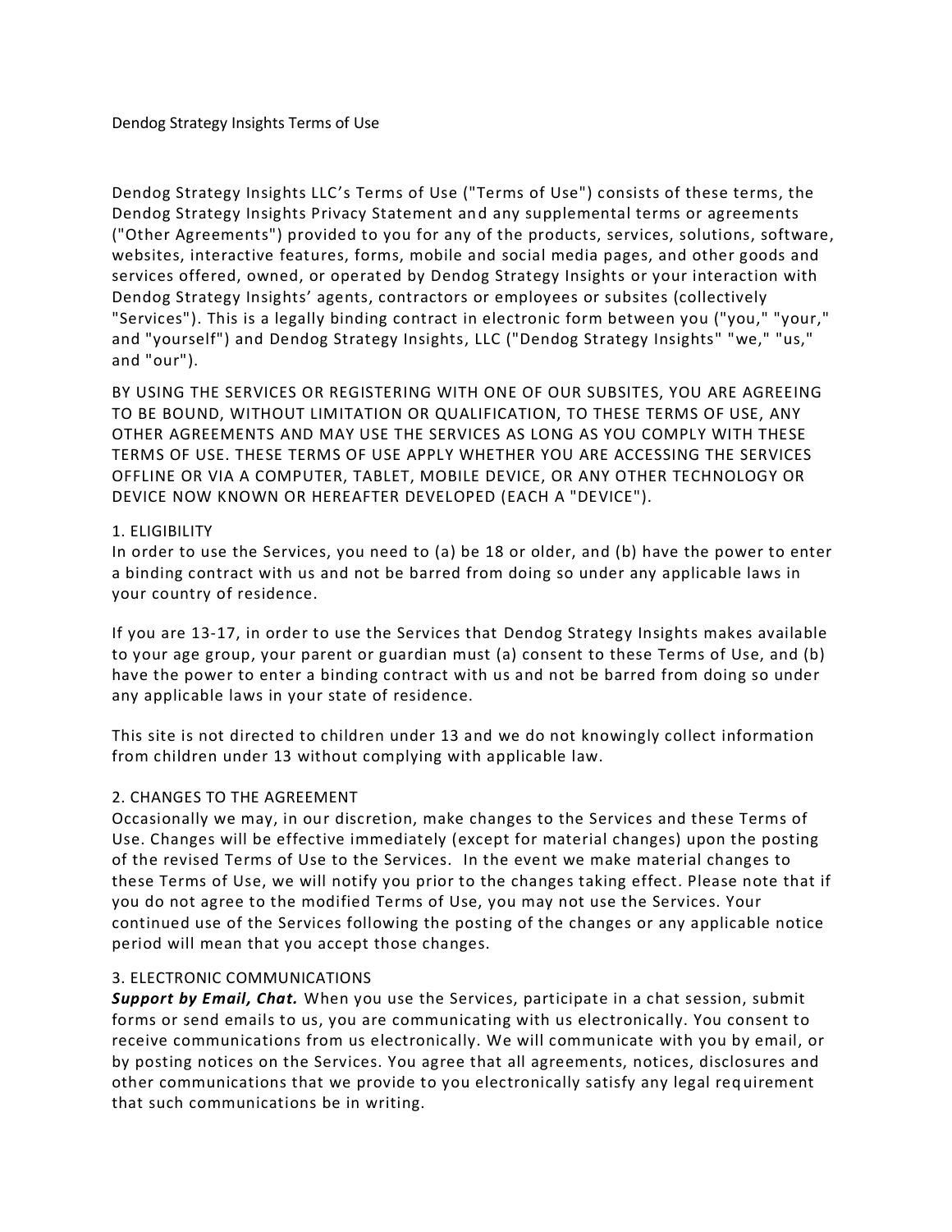# Dendog Strategy Insights Terms of Use

Dendog Strategy Insights LLC's Terms of Use ("Terms of Use") consists of these terms, the Dendog Strategy Insights Privacy Statement and any supplemental terms or agreements ("Other Agreements") provided to you for any of the products, services, solutions, software, websites, interactive features, forms, mobile and social media pages, and other goods and services offered, owned, or operated by Dendog Strategy Insights or your interaction with Dendog Strategy Insights' agents, contractors or employees or subsites (collectively "Services"). This is a legally binding contract in electronic form between you ("you," "your," and "yourself") and Dendog Strategy Insights, LLC ("Dendog Strategy Insights" "we," "us," and "our").

BY USING THE SERVICES OR REGISTERING WITH ONE OF OUR SUBSITES, YOU ARE AGREEING TO BE BOUND, WITHOUT LIMITATION OR QUALIFICATION, TO THESE TERMS OF USE, ANY OTHER AGREEMENTS AND MAY USE THE SERVICES AS LONG AS YOU COMPLY WITH THESE TERMS OF USE. THESE TERMS OF USE APPLY WHETHER YOU ARE ACCESSING THE SERVICES OFFLINE OR VIA A COMPUTER, TABLET, MOBILE DEVICE, OR ANY OTHER TECHNOLOGY OR DEVICE NOW KNOWN OR HEREAFTER DEVELOPED (EACH A "DEVICE").

## 1. ELIGIBILITY

In order to use the Services, you need to (a) be 18 or older, and (b) have the power to enter a binding contract with us and not be barred from doing so under any applicable laws in your country of residence.

If you are 13-17, in order to use the Services that Dendog Strategy Insights makes available to your age group, your parent or guardian must (a) consent to these Terms of Use, and (b) have the power to enter a binding contract with us and not be barred from doing so under any applicable laws in your state of residence.

This site is not directed to children under 13 and we do not knowingly collect information from children under 13 without complying with applicable law.

## 2. CHANGES TO THE AGREEMENT

Occasionally we may, in our discretion, make changes to the Services and these Terms of Use. Changes will be effective immediately (except for material changes) upon the posting of the revised Terms of Use to the Services. In the event we make material changes to these Terms of Use, we will notify you prior to the changes taking effect. Please note that if you do not agree to the modified Terms of Use, you may not use the Services. Your continued use of the Services following the posting of the changes or any applicable notice period will mean that you accept those changes.

## 3. ELECTRONIC COMMUNICATIONS

***Support by Email, Chat.*** When you use the Services, participate in a chat session, submit forms or send emails to us, you are communicating with us electronically. You consent to receive communications from us electronically. We will communicate with you by email, or by posting notices on the Services. You agree that all agreements, notices, disclosures and other communications that we provide to you electronically satisfy any legal requirement that such communications be in writing.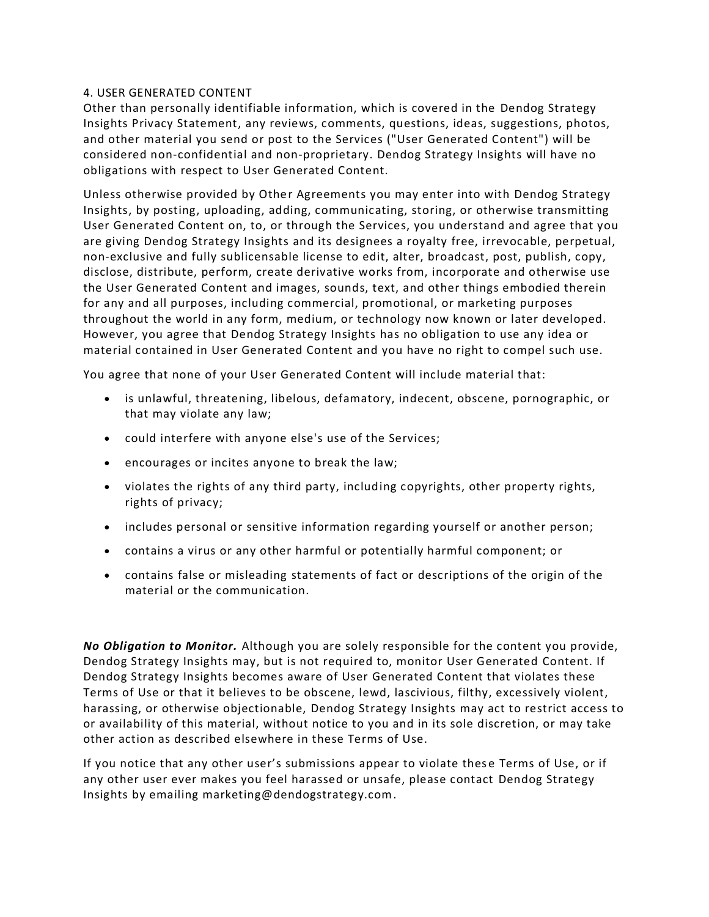## 4. USER GENERATED CONTENT

Other than personally identifiable information, which is covered in the Dendog Strategy Insights Privacy Statement, any reviews, comments, questions, ideas, suggestions, photos, and other material you send or post to the Services ("User Generated Content") will be considered non-confidential and non-proprietary. Dendog Strategy Insights will have no obligations with respect to User Generated Content.

Unless otherwise provided by Other Agreements you may enter into with Dendog Strategy Insights, by posting, uploading, adding, communicating, storing, or otherwise transmitting User Generated Content on, to, or through the Services, you understand and agree that you are giving Dendog Strategy Insights and its designees a royalty free, irrevocable, perpetual, non-exclusive and fully sublicensable license to edit, alter, broadcast, post, publish, copy, disclose, distribute, perform, create derivative works from, incorporate and otherwise use the User Generated Content and images, sounds, text, and other things embodied therein for any and all purposes, including commercial, promotional, or marketing purposes throughout the world in any form, medium, or technology now known or later developed. However, you agree that Dendog Strategy Insights has no obligation to use any idea or material contained in User Generated Content and you have no right to compel such use.

You agree that none of your User Generated Content will include material that:

- is unlawful, threatening, libelous, defamatory, indecent, obscene, pornographic, or that may violate any law;
- could interfere with anyone else's use of the Services;
- encourages or incites anyone to break the law;
- violates the rights of any third party, including copyrights, other property rights, rights of privacy;
- includes personal or sensitive information regarding yourself or another person;
- contains a virus or any other harmful or potentially harmful component; or
- contains false or misleading statements of fact or descriptions of the origin of the material or the communication.

***No Obligation to Monitor.*** Although you are solely responsible for the content you provide, Dendog Strategy Insights may, but is not required to, monitor User Generated Content. If Dendog Strategy Insights becomes aware of User Generated Content that violates these Terms of Use or that it believes to be obscene, lewd, lascivious, filthy, excessively violent, harassing, or otherwise objectionable, Dendog Strategy Insights may act to restrict access to or availability of this material, without notice to you and in its sole discretion, or may take other action as described elsewhere in these Terms of Use.

If you notice that any other user's submissions appear to violate these Terms of Use, or if any other user ever makes you feel harassed or unsafe, please contact Dendog Strategy Insights by emailing marketing@dendogstrategy.com.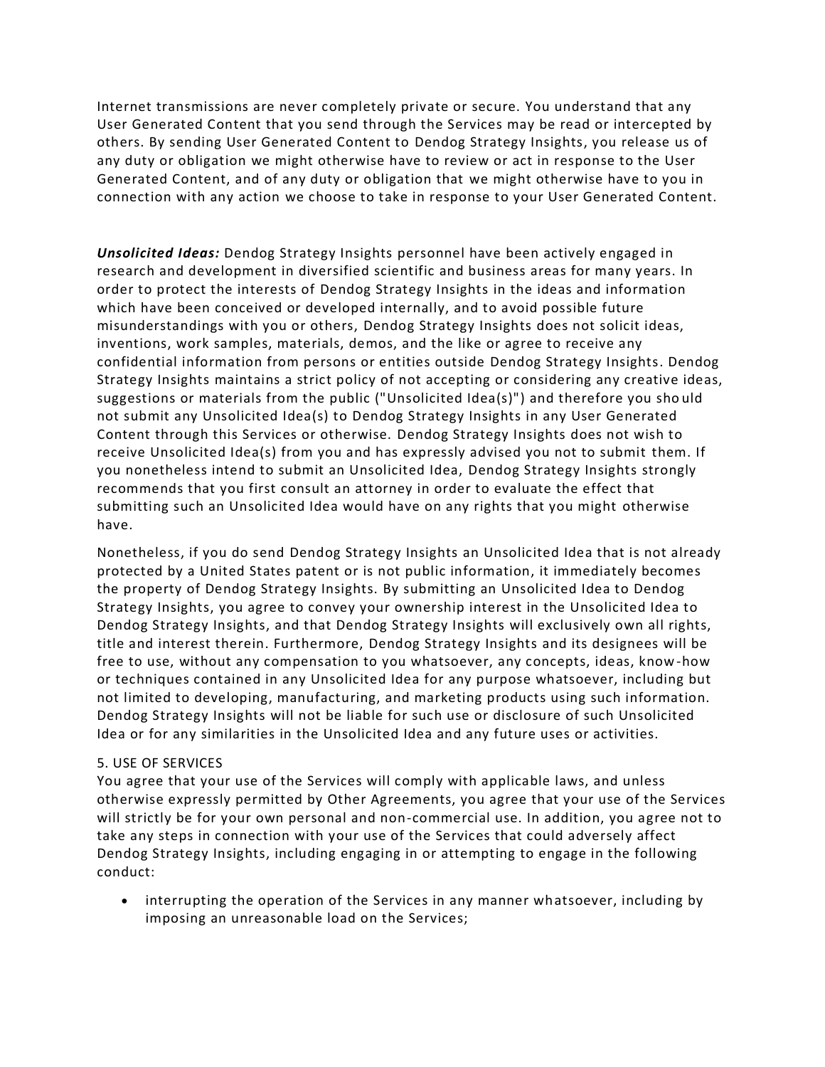Internet transmissions are never completely private or secure. You understand that any User Generated Content that you send through the Services may be read or intercepted by others. By sending User Generated Content to Dendog Strategy Insights, you release us of any duty or obligation we might otherwise have to review or act in response to the User Generated Content, and of any duty or obligation that we might otherwise have to you in connection with any action we choose to take in response to your User Generated Content.

***Unsolicited Ideas:*** Dendog Strategy Insights personnel have been actively engaged in research and development in diversified scientific and business areas for many years. In order to protect the interests of Dendog Strategy Insights in the ideas and information which have been conceived or developed internally, and to avoid possible future misunderstandings with you or others, Dendog Strategy Insights does not solicit ideas, inventions, work samples, materials, demos, and the like or agree to receive any confidential information from persons or entities outside Dendog Strategy Insights. Dendog Strategy Insights maintains a strict policy of not accepting or considering any creative ideas, suggestions or materials from the public ("Unsolicited Idea(s)") and therefore you should not submit any Unsolicited Idea(s) to Dendog Strategy Insights in any User Generated Content through this Services or otherwise. Dendog Strategy Insights does not wish to receive Unsolicited Idea(s) from you and has expressly advised you not to submit them. If you nonetheless intend to submit an Unsolicited Idea, Dendog Strategy Insights strongly recommends that you first consult an attorney in order to evaluate the effect that submitting such an Unsolicited Idea would have on any rights that you might otherwise have.

Nonetheless, if you do send Dendog Strategy Insights an Unsolicited Idea that is not already protected by a United States patent or is not public information, it immediately becomes the property of Dendog Strategy Insights. By submitting an Unsolicited Idea to Dendog Strategy Insights, you agree to convey your ownership interest in the Unsolicited Idea to Dendog Strategy Insights, and that Dendog Strategy Insights will exclusively own all rights, title and interest therein. Furthermore, Dendog Strategy Insights and its designees will be free to use, without any compensation to you whatsoever, any concepts, ideas, know-how or techniques contained in any Unsolicited Idea for any purpose whatsoever, including but not limited to developing, manufacturing, and marketing products using such information. Dendog Strategy Insights will not be liable for such use or disclosure of such Unsolicited Idea or for any similarities in the Unsolicited Idea and any future uses or activities.

5. USE OF SERVICES

You agree that your use of the Services will comply with applicable laws, and unless otherwise expressly permitted by Other Agreements, you agree that your use of the Services will strictly be for your own personal and non-commercial use. In addition, you agree not to take any steps in connection with your use of the Services that could adversely affect Dendog Strategy Insights, including engaging in or attempting to engage in the following conduct:

- interrupting the operation of the Services in any manner whatsoever, including by imposing an unreasonable load on the Services;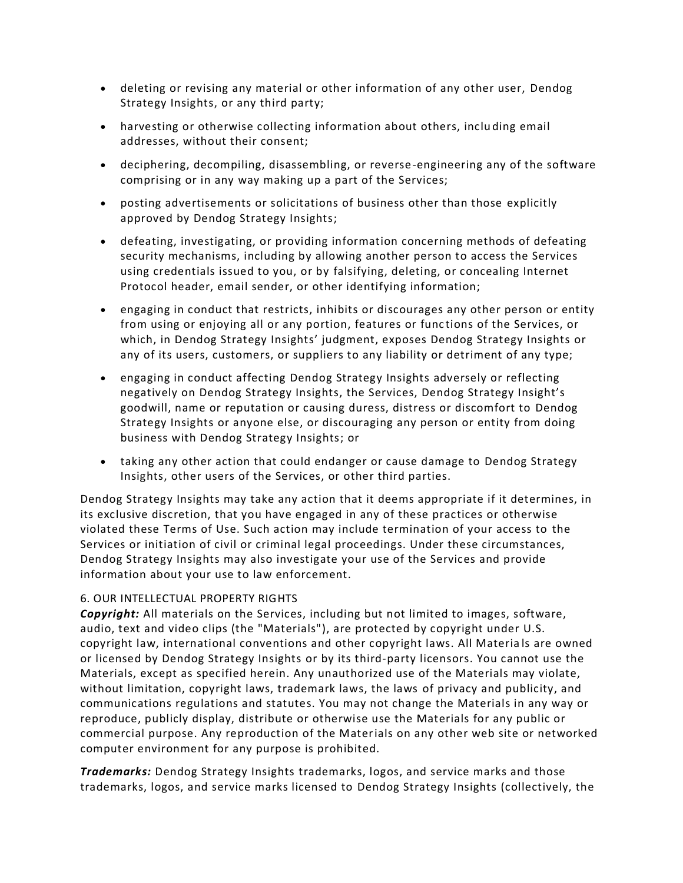- deleting or revising any material or other information of any other user, Dendog Strategy Insights, or any third party;
- harvesting or otherwise collecting information about others, including email addresses, without their consent;
- deciphering, decompiling, disassembling, or reverse-engineering any of the software comprising or in any way making up a part of the Services;
- posting advertisements or solicitations of business other than those explicitly approved by Dendog Strategy Insights;
- defeating, investigating, or providing information concerning methods of defeating security mechanisms, including by allowing another person to access the Services using credentials issued to you, or by falsifying, deleting, or concealing Internet Protocol header, email sender, or other identifying information;
- engaging in conduct that restricts, inhibits or discourages any other person or entity from using or enjoying all or any portion, features or functions of the Services, or which, in Dendog Strategy Insights' judgment, exposes Dendog Strategy Insights or any of its users, customers, or suppliers to any liability or detriment of any type;
- engaging in conduct affecting Dendog Strategy Insights adversely or reflecting negatively on Dendog Strategy Insights, the Services, Dendog Strategy Insight's goodwill, name or reputation or causing duress, distress or discomfort to Dendog Strategy Insights or anyone else, or discouraging any person or entity from doing business with Dendog Strategy Insights; or
- taking any other action that could endanger or cause damage to Dendog Strategy Insights, other users of the Services, or other third parties.

Dendog Strategy Insights may take any action that it deems appropriate if it determines, in its exclusive discretion, that you have engaged in any of these practices or otherwise violated these Terms of Use. Such action may include termination of your access to the Services or initiation of civil or criminal legal proceedings. Under these circumstances, Dendog Strategy Insights may also investigate your use of the Services and provide information about your use to law enforcement.

6. OUR INTELLECTUAL PROPERTY RIGHTS

***Copyright:*** All materials on the Services, including but not limited to images, software, audio, text and video clips (the "Materials"), are protected by copyright under U.S. copyright law, international conventions and other copyright laws. All Materials are owned or licensed by Dendog Strategy Insights or by its third-party licensors. You cannot use the Materials, except as specified herein. Any unauthorized use of the Materials may violate, without limitation, copyright laws, trademark laws, the laws of privacy and publicity, and communications regulations and statutes. You may not change the Materials in any way or reproduce, publicly display, distribute or otherwise use the Materials for any public or commercial purpose. Any reproduction of the Materials on any other web site or networked computer environment for any purpose is prohibited.

***Trademarks:*** Dendog Strategy Insights trademarks, logos, and service marks and those trademarks, logos, and service marks licensed to Dendog Strategy Insights (collectively, the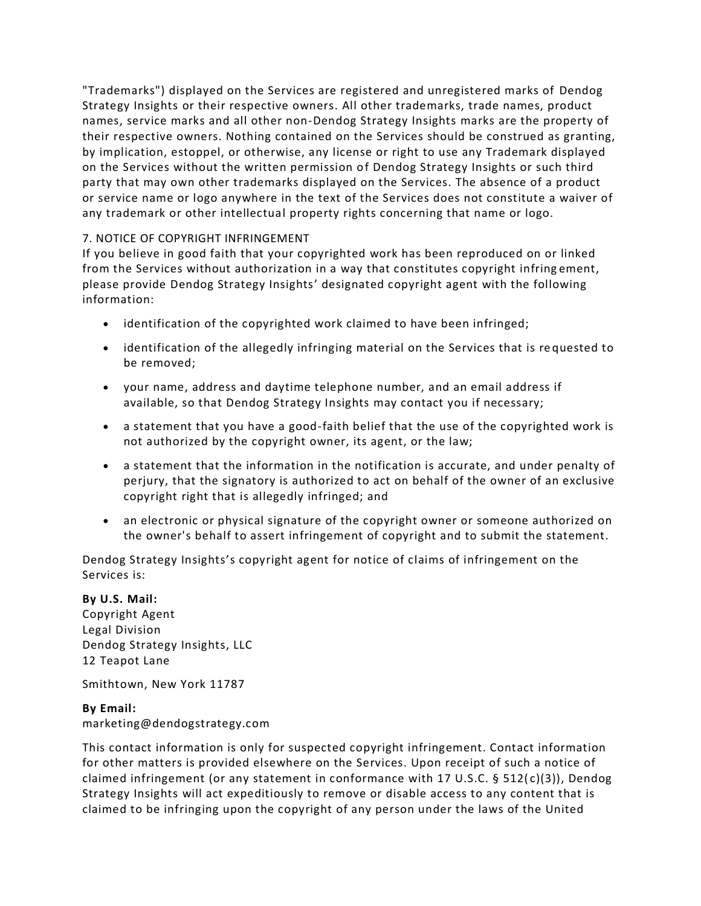"Trademarks") displayed on the Services are registered and unregistered marks of Dendog Strategy Insights or their respective owners. All other trademarks, trade names, product names, service marks and all other non-Dendog Strategy Insights marks are the property of their respective owners. Nothing contained on the Services should be construed as granting, by implication, estoppel, or otherwise, any license or right to use any Trademark displayed on the Services without the written permission of Dendog Strategy Insights or such third party that may own other trademarks displayed on the Services. The absence of a product or service name or logo anywhere in the text of the Services does not constitute a waiver of any trademark or other intellectual property rights concerning that name or logo.

7. NOTICE OF COPYRIGHT INFRINGEMENT

If you believe in good faith that your copyrighted work has been reproduced on or linked from the Services without authorization in a way that constitutes copyright infringement, please provide Dendog Strategy Insights' designated copyright agent with the following information:

- identification of the copyrighted work claimed to have been infringed;
- identification of the allegedly infringing material on the Services that is requested to be removed;
- your name, address and daytime telephone number, and an email address if available, so that Dendog Strategy Insights may contact you if necessary;
- a statement that you have a good-faith belief that the use of the copyrighted work is not authorized by the copyright owner, its agent, or the law;
- a statement that the information in the notification is accurate, and under penalty of perjury, that the signatory is authorized to act on behalf of the owner of an exclusive copyright right that is allegedly infringed; and
- an electronic or physical signature of the copyright owner or someone authorized on the owner's behalf to assert infringement of copyright and to submit the statement.

Dendog Strategy Insights's copyright agent for notice of claims of infringement on the Services is:

**By U.S. Mail:**
Copyright Agent
Legal Division
Dendog Strategy Insights, LLC
12 Teapot Lane

Smithtown, New York 11787

**By Email:**
marketing@dendogstrategy.com

This contact information is only for suspected copyright infringement. Contact information for other matters is provided elsewhere on the Services. Upon receipt of such a notice of claimed infringement (or any statement in conformance with 17 U.S.C. § 512(c)(3)), Dendog Strategy Insights will act expeditiously to remove or disable access to any content that is claimed to be infringing upon the copyright of any person under the laws of the United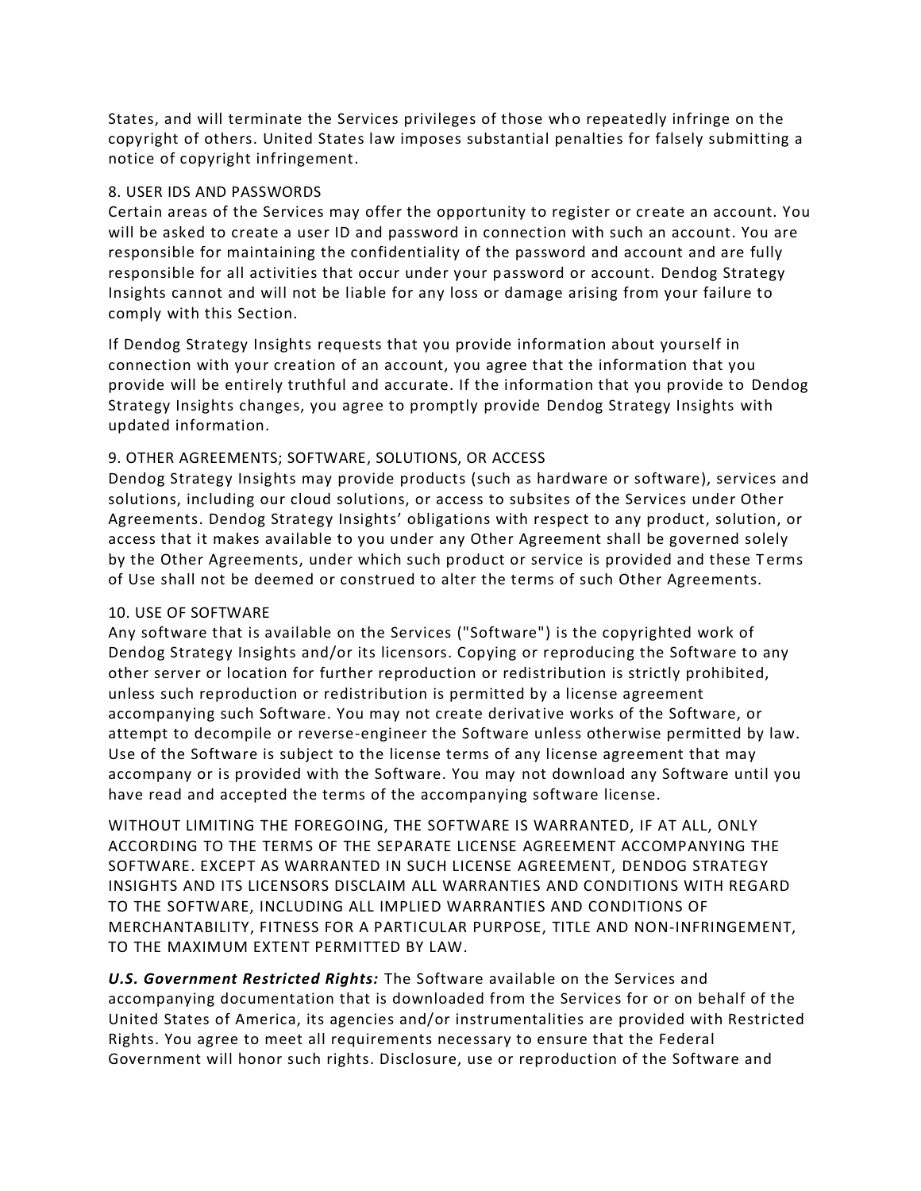States, and will terminate the Services privileges of those who repeatedly infringe on the copyright of others. United States law imposes substantial penalties for falsely submitting a notice of copyright infringement.

8. USER IDS AND PASSWORDS

Certain areas of the Services may offer the opportunity to register or create an account. You will be asked to create a user ID and password in connection with such an account. You are responsible for maintaining the confidentiality of the password and account and are fully responsible for all activities that occur under your password or account. Dendog Strategy Insights cannot and will not be liable for any loss or damage arising from your failure to comply with this Section.

If Dendog Strategy Insights requests that you provide information about yourself in connection with your creation of an account, you agree that the information that you provide will be entirely truthful and accurate. If the information that you provide to Dendog Strategy Insights changes, you agree to promptly provide Dendog Strategy Insights with updated information.

9. OTHER AGREEMENTS; SOFTWARE, SOLUTIONS, OR ACCESS

Dendog Strategy Insights may provide products (such as hardware or software), services and solutions, including our cloud solutions, or access to subsites of the Services under Other Agreements. Dendog Strategy Insights' obligations with respect to any product, solution, or access that it makes available to you under any Other Agreement shall be governed solely by the Other Agreements, under which such product or service is provided and these Terms of Use shall not be deemed or construed to alter the terms of such Other Agreements.

10. USE OF SOFTWARE

Any software that is available on the Services ("Software") is the copyrighted work of Dendog Strategy Insights and/or its licensors. Copying or reproducing the Software to any other server or location for further reproduction or redistribution is strictly prohibited, unless such reproduction or redistribution is permitted by a license agreement accompanying such Software. You may not create derivative works of the Software, or attempt to decompile or reverse-engineer the Software unless otherwise permitted by law. Use of the Software is subject to the license terms of any license agreement that may accompany or is provided with the Software. You may not download any Software until you have read and accepted the terms of the accompanying software license.

WITHOUT LIMITING THE FOREGOING, THE SOFTWARE IS WARRANTED, IF AT ALL, ONLY ACCORDING TO THE TERMS OF THE SEPARATE LICENSE AGREEMENT ACCOMPANYING THE SOFTWARE. EXCEPT AS WARRANTED IN SUCH LICENSE AGREEMENT, DENDOG STRATEGY INSIGHTS AND ITS LICENSORS DISCLAIM ALL WARRANTIES AND CONDITIONS WITH REGARD TO THE SOFTWARE, INCLUDING ALL IMPLIED WARRANTIES AND CONDITIONS OF MERCHANTABILITY, FITNESS FOR A PARTICULAR PURPOSE, TITLE AND NON-INFRINGEMENT, TO THE MAXIMUM EXTENT PERMITTED BY LAW.

***U.S. Government Restricted Rights:*** The Software available on the Services and accompanying documentation that is downloaded from the Services for or on behalf of the United States of America, its agencies and/or instrumentalities are provided with Restricted Rights. You agree to meet all requirements necessary to ensure that the Federal Government will honor such rights. Disclosure, use or reproduction of the Software and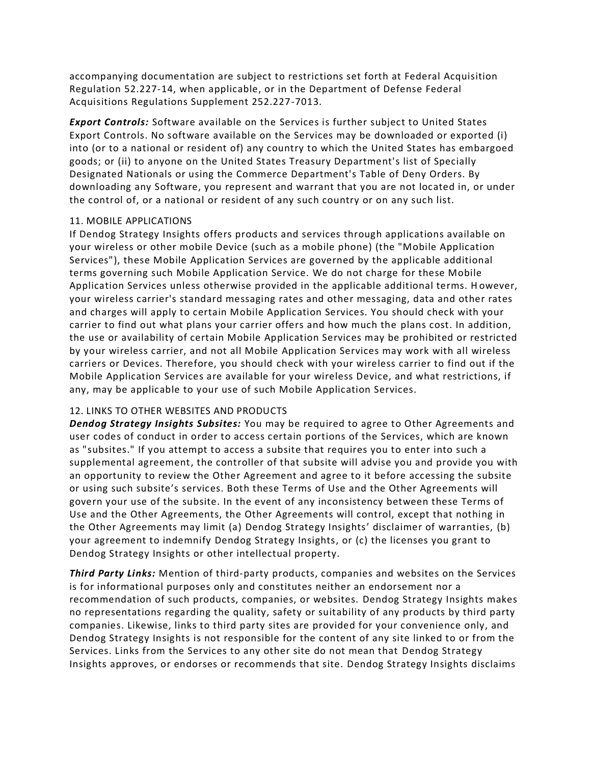accompanying documentation are subject to restrictions set forth at Federal Acquisition Regulation 52.227-14, when applicable, or in the Department of Defense Federal Acquisitions Regulations Supplement 252.227-7013.

***Export Controls:*** Software available on the Services is further subject to United States Export Controls. No software available on the Services may be downloaded or exported (i) into (or to a national or resident of) any country to which the United States has embargoed goods; or (ii) to anyone on the United States Treasury Department's list of Specially Designated Nationals or using the Commerce Department's Table of Deny Orders. By downloading any Software, you represent and warrant that you are not located in, or under the control of, or a national or resident of any such country or on any such list.

11. MOBILE APPLICATIONS

If Dendog Strategy Insights offers products and services through applications available on your wireless or other mobile Device (such as a mobile phone) (the "Mobile Application Services"), these Mobile Application Services are governed by the applicable additional terms governing such Mobile Application Service. We do not charge for these Mobile Application Services unless otherwise provided in the applicable additional terms. However, your wireless carrier's standard messaging rates and other messaging, data and other rates and charges will apply to certain Mobile Application Services. You should check with your carrier to find out what plans your carrier offers and how much the plans cost. In addition, the use or availability of certain Mobile Application Services may be prohibited or restricted by your wireless carrier, and not all Mobile Application Services may work with all wireless carriers or Devices. Therefore, you should check with your wireless carrier to find out if the Mobile Application Services are available for your wireless Device, and what restrictions, if any, may be applicable to your use of such Mobile Application Services.

12. LINKS TO OTHER WEBSITES AND PRODUCTS

***Dendog Strategy Insights Subsites:*** You may be required to agree to Other Agreements and user codes of conduct in order to access certain portions of the Services, which are known as "subsites." If you attempt to access a subsite that requires you to enter into such a supplemental agreement, the controller of that subsite will advise you and provide you with an opportunity to review the Other Agreement and agree to it before accessing the subsite or using such subsite's services. Both these Terms of Use and the Other Agreements will govern your use of the subsite. In the event of any inconsistency between these Terms of Use and the Other Agreements, the Other Agreements will control, except that nothing in the Other Agreements may limit (a) Dendog Strategy Insights' disclaimer of warranties, (b) your agreement to indemnify Dendog Strategy Insights, or (c) the licenses you grant to Dendog Strategy Insights or other intellectual property.

***Third Party Links:*** Mention of third-party products, companies and websites on the Services is for informational purposes only and constitutes neither an endorsement nor a recommendation of such products, companies, or websites. Dendog Strategy Insights makes no representations regarding the quality, safety or suitability of any products by third party companies. Likewise, links to third party sites are provided for your convenience only, and Dendog Strategy Insights is not responsible for the content of any site linked to or from the Services. Links from the Services to any other site do not mean that Dendog Strategy Insights approves, or endorses or recommends that site. Dendog Strategy Insights disclaims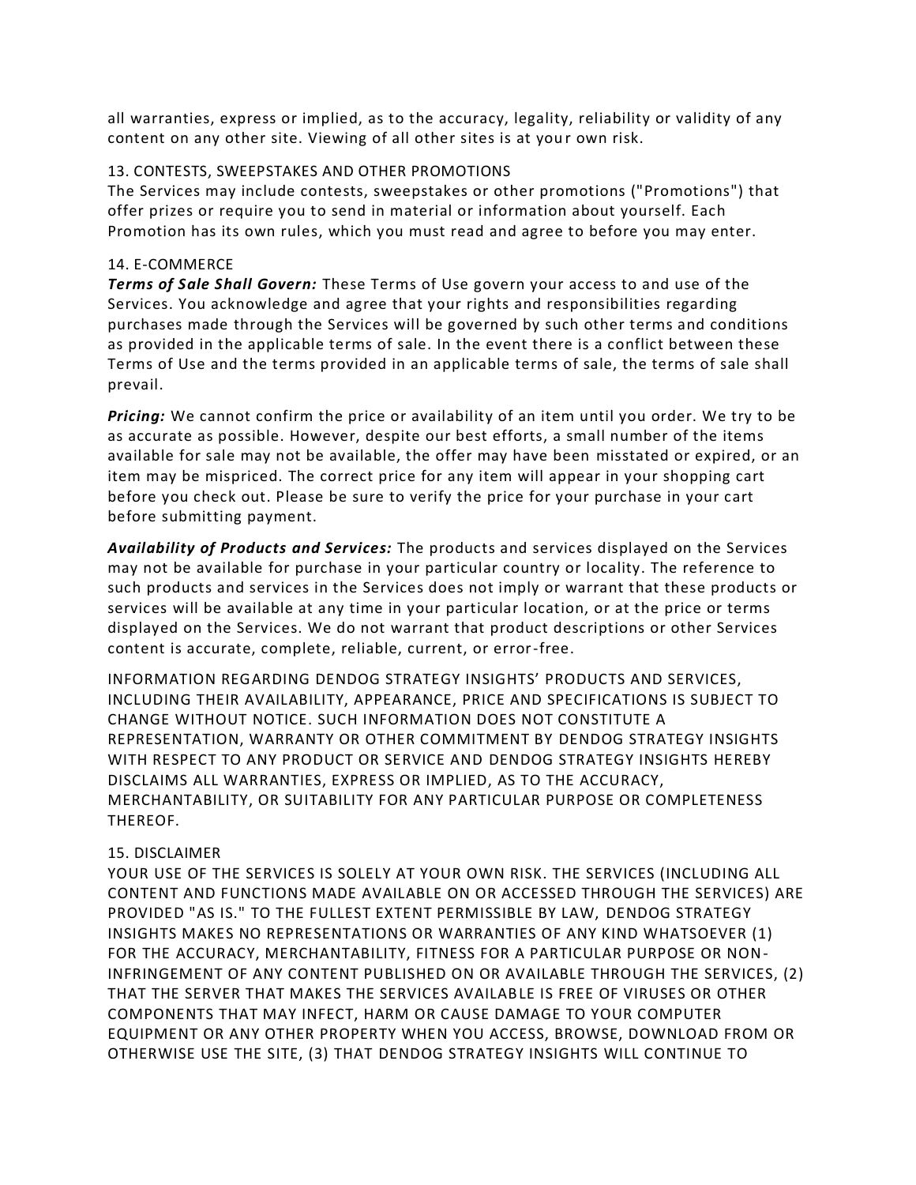all warranties, express or implied, as to the accuracy, legality, reliability or validity of any content on any other site. Viewing of all other sites is at your own risk.

## 13. CONTESTS, SWEEPSTAKES AND OTHER PROMOTIONS

The Services may include contests, sweepstakes or other promotions ("Promotions") that offer prizes or require you to send in material or information about yourself. Each Promotion has its own rules, which you must read and agree to before you may enter.

## 14. E-COMMERCE

***Terms of Sale Shall Govern:*** These Terms of Use govern your access to and use of the Services. You acknowledge and agree that your rights and responsibilities regarding purchases made through the Services will be governed by such other terms and conditions as provided in the applicable terms of sale. In the event there is a conflict between these Terms of Use and the terms provided in an applicable terms of sale, the terms of sale shall prevail.

***Pricing:*** We cannot confirm the price or availability of an item until you order. We try to be as accurate as possible. However, despite our best efforts, a small number of the items available for sale may not be available, the offer may have been misstated or expired, or an item may be mispriced. The correct price for any item will appear in your shopping cart before you check out. Please be sure to verify the price for your purchase in your cart before submitting payment.

***Availability of Products and Services:*** The products and services displayed on the Services may not be available for purchase in your particular country or locality. The reference to such products and services in the Services does not imply or warrant that these products or services will be available at any time in your particular location, or at the price or terms displayed on the Services. We do not warrant that product descriptions or other Services content is accurate, complete, reliable, current, or error-free.

INFORMATION REGARDING DENDOG STRATEGY INSIGHTS' PRODUCTS AND SERVICES, INCLUDING THEIR AVAILABILITY, APPEARANCE, PRICE AND SPECIFICATIONS IS SUBJECT TO CHANGE WITHOUT NOTICE. SUCH INFORMATION DOES NOT CONSTITUTE A REPRESENTATION, WARRANTY OR OTHER COMMITMENT BY DENDOG STRATEGY INSIGHTS WITH RESPECT TO ANY PRODUCT OR SERVICE AND DENDOG STRATEGY INSIGHTS HEREBY DISCLAIMS ALL WARRANTIES, EXPRESS OR IMPLIED, AS TO THE ACCURACY, MERCHANTABILITY, OR SUITABILITY FOR ANY PARTICULAR PURPOSE OR COMPLETENESS THEREOF.

## 15. DISCLAIMER

YOUR USE OF THE SERVICES IS SOLELY AT YOUR OWN RISK. THE SERVICES (INCLUDING ALL CONTENT AND FUNCTIONS MADE AVAILABLE ON OR ACCESSED THROUGH THE SERVICES) ARE PROVIDED "AS IS." TO THE FULLEST EXTENT PERMISSIBLE BY LAW, DENDOG STRATEGY INSIGHTS MAKES NO REPRESENTATIONS OR WARRANTIES OF ANY KIND WHATSOEVER (1) FOR THE ACCURACY, MERCHANTABILITY, FITNESS FOR A PARTICULAR PURPOSE OR NON-INFRINGEMENT OF ANY CONTENT PUBLISHED ON OR AVAILABLE THROUGH THE SERVICES, (2) THAT THE SERVER THAT MAKES THE SERVICES AVAILABLE IS FREE OF VIRUSES OR OTHER COMPONENTS THAT MAY INFECT, HARM OR CAUSE DAMAGE TO YOUR COMPUTER EQUIPMENT OR ANY OTHER PROPERTY WHEN YOU ACCESS, BROWSE, DOWNLOAD FROM OR OTHERWISE USE THE SITE, (3) THAT DENDOG STRATEGY INSIGHTS WILL CONTINUE TO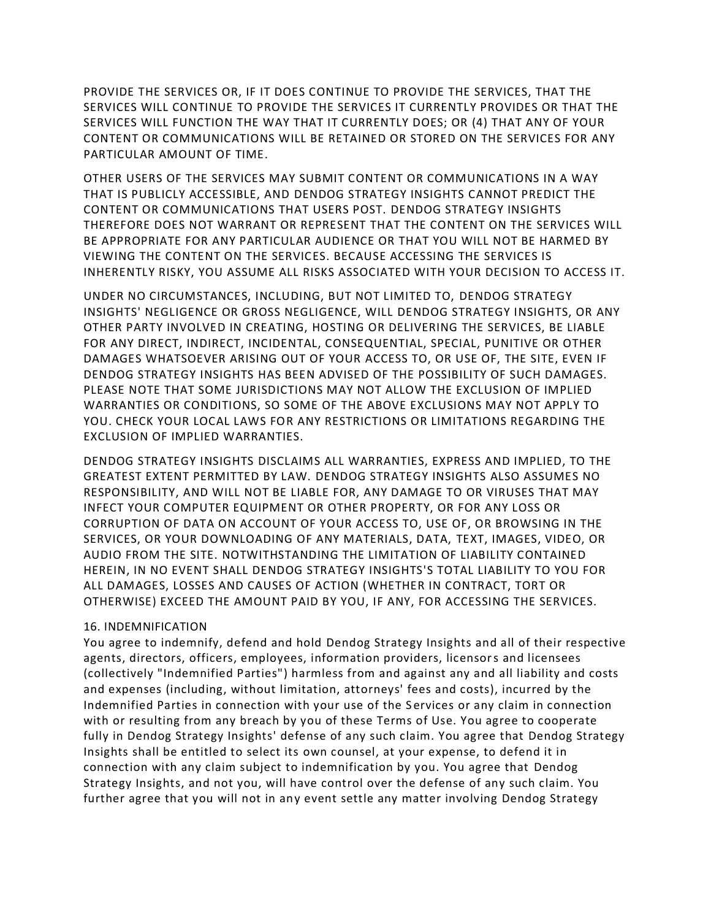PROVIDE THE SERVICES OR, IF IT DOES CONTINUE TO PROVIDE THE SERVICES, THAT THE SERVICES WILL CONTINUE TO PROVIDE THE SERVICES IT CURRENTLY PROVIDES OR THAT THE SERVICES WILL FUNCTION THE WAY THAT IT CURRENTLY DOES; OR (4) THAT ANY OF YOUR CONTENT OR COMMUNICATIONS WILL BE RETAINED OR STORED ON THE SERVICES FOR ANY PARTICULAR AMOUNT OF TIME.

OTHER USERS OF THE SERVICES MAY SUBMIT CONTENT OR COMMUNICATIONS IN A WAY THAT IS PUBLICLY ACCESSIBLE, AND DENDOG STRATEGY INSIGHTS CANNOT PREDICT THE CONTENT OR COMMUNICATIONS THAT USERS POST. DENDOG STRATEGY INSIGHTS THEREFORE DOES NOT WARRANT OR REPRESENT THAT THE CONTENT ON THE SERVICES WILL BE APPROPRIATE FOR ANY PARTICULAR AUDIENCE OR THAT YOU WILL NOT BE HARMED BY VIEWING THE CONTENT ON THE SERVICES. BECAUSE ACCESSING THE SERVICES IS INHERENTLY RISKY, YOU ASSUME ALL RISKS ASSOCIATED WITH YOUR DECISION TO ACCESS IT.

UNDER NO CIRCUMSTANCES, INCLUDING, BUT NOT LIMITED TO, DENDOG STRATEGY INSIGHTS' NEGLIGENCE OR GROSS NEGLIGENCE, WILL DENDOG STRATEGY INSIGHTS, OR ANY OTHER PARTY INVOLVED IN CREATING, HOSTING OR DELIVERING THE SERVICES, BE LIABLE FOR ANY DIRECT, INDIRECT, INCIDENTAL, CONSEQUENTIAL, SPECIAL, PUNITIVE OR OTHER DAMAGES WHATSOEVER ARISING OUT OF YOUR ACCESS TO, OR USE OF, THE SITE, EVEN IF DENDOG STRATEGY INSIGHTS HAS BEEN ADVISED OF THE POSSIBILITY OF SUCH DAMAGES. PLEASE NOTE THAT SOME JURISDICTIONS MAY NOT ALLOW THE EXCLUSION OF IMPLIED WARRANTIES OR CONDITIONS, SO SOME OF THE ABOVE EXCLUSIONS MAY NOT APPLY TO YOU. CHECK YOUR LOCAL LAWS FOR ANY RESTRICTIONS OR LIMITATIONS REGARDING THE EXCLUSION OF IMPLIED WARRANTIES.

DENDOG STRATEGY INSIGHTS DISCLAIMS ALL WARRANTIES, EXPRESS AND IMPLIED, TO THE GREATEST EXTENT PERMITTED BY LAW. DENDOG STRATEGY INSIGHTS ALSO ASSUMES NO RESPONSIBILITY, AND WILL NOT BE LIABLE FOR, ANY DAMAGE TO OR VIRUSES THAT MAY INFECT YOUR COMPUTER EQUIPMENT OR OTHER PROPERTY, OR FOR ANY LOSS OR CORRUPTION OF DATA ON ACCOUNT OF YOUR ACCESS TO, USE OF, OR BROWSING IN THE SERVICES, OR YOUR DOWNLOADING OF ANY MATERIALS, DATA, TEXT, IMAGES, VIDEO, OR AUDIO FROM THE SITE. NOTWITHSTANDING THE LIMITATION OF LIABILITY CONTAINED HEREIN, IN NO EVENT SHALL DENDOG STRATEGY INSIGHTS'S TOTAL LIABILITY TO YOU FOR ALL DAMAGES, LOSSES AND CAUSES OF ACTION (WHETHER IN CONTRACT, TORT OR OTHERWISE) EXCEED THE AMOUNT PAID BY YOU, IF ANY, FOR ACCESSING THE SERVICES.

## 16. INDEMNIFICATION

You agree to indemnify, defend and hold Dendog Strategy Insights and all of their respective agents, directors, officers, employees, information providers, licensors and licensees (collectively "Indemnified Parties") harmless from and against any and all liability and costs and expenses (including, without limitation, attorneys' fees and costs), incurred by the Indemnified Parties in connection with your use of the Services or any claim in connection with or resulting from any breach by you of these Terms of Use. You agree to cooperate fully in Dendog Strategy Insights' defense of any such claim. You agree that Dendog Strategy Insights shall be entitled to select its own counsel, at your expense, to defend it in connection with any claim subject to indemnification by you. You agree that Dendog Strategy Insights, and not you, will have control over the defense of any such claim. You further agree that you will not in any event settle any matter involving Dendog Strategy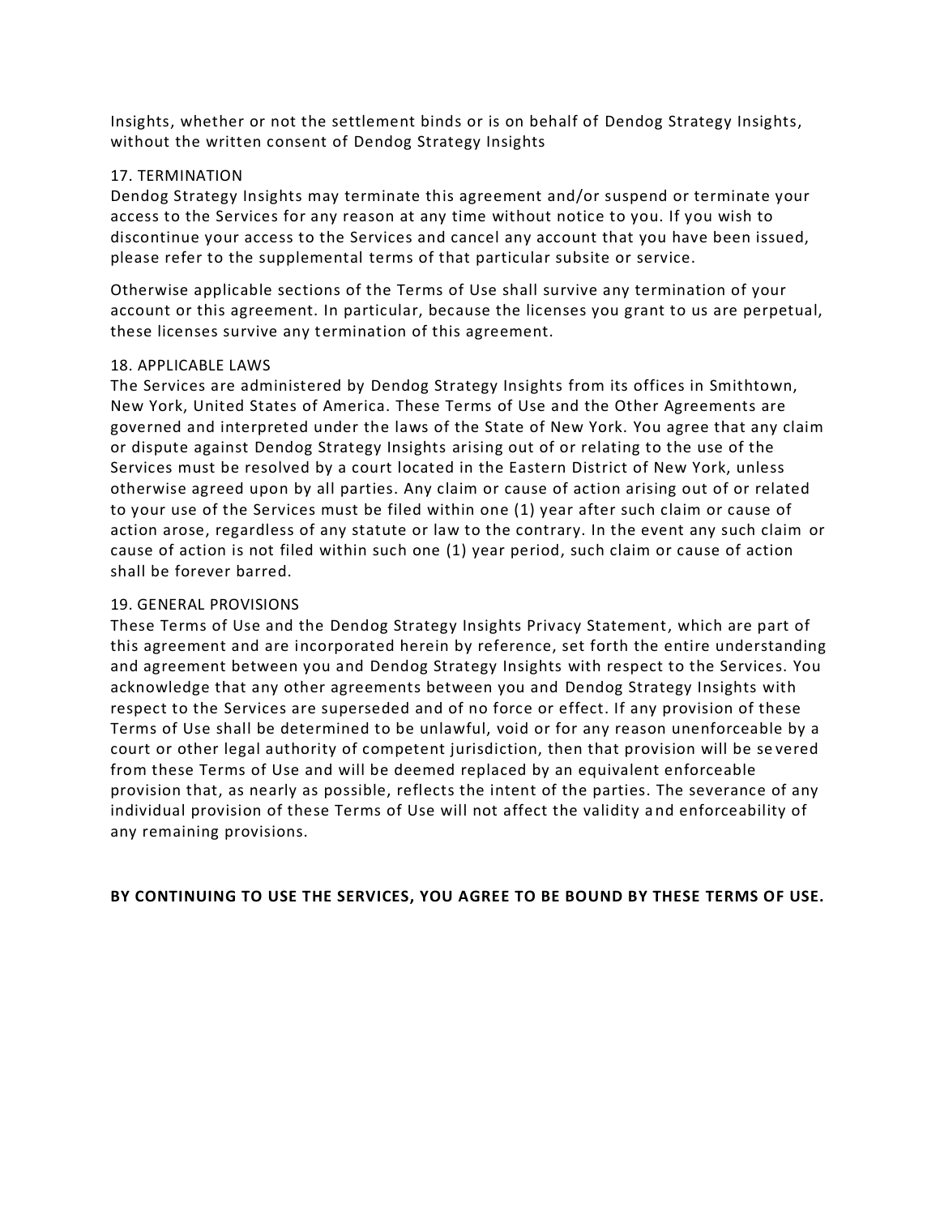Insights, whether or not the settlement binds or is on behalf of Dendog Strategy Insights, without the written consent of Dendog Strategy Insights

17. TERMINATION

Dendog Strategy Insights may terminate this agreement and/or suspend or terminate your access to the Services for any reason at any time without notice to you. If you wish to discontinue your access to the Services and cancel any account that you have been issued, please refer to the supplemental terms of that particular subsite or service.

Otherwise applicable sections of the Terms of Use shall survive any termination of your account or this agreement. In particular, because the licenses you grant to us are perpetual, these licenses survive any termination of this agreement.

18. APPLICABLE LAWS

The Services are administered by Dendog Strategy Insights from its offices in Smithtown, New York, United States of America. These Terms of Use and the Other Agreements are governed and interpreted under the laws of the State of New York. You agree that any claim or dispute against Dendog Strategy Insights arising out of or relating to the use of the Services must be resolved by a court located in the Eastern District of New York, unless otherwise agreed upon by all parties. Any claim or cause of action arising out of or related to your use of the Services must be filed within one (1) year after such claim or cause of action arose, regardless of any statute or law to the contrary. In the event any such claim or cause of action is not filed within such one (1) year period, such claim or cause of action shall be forever barred.

19. GENERAL PROVISIONS

These Terms of Use and the Dendog Strategy Insights Privacy Statement, which are part of this agreement and are incorporated herein by reference, set forth the entire understanding and agreement between you and Dendog Strategy Insights with respect to the Services. You acknowledge that any other agreements between you and Dendog Strategy Insights with respect to the Services are superseded and of no force or effect. If any provision of these Terms of Use shall be determined to be unlawful, void or for any reason unenforceable by a court or other legal authority of competent jurisdiction, then that provision will be severed from these Terms of Use and will be deemed replaced by an equivalent enforceable provision that, as nearly as possible, reflects the intent of the parties. The severance of any individual provision of these Terms of Use will not affect the validity and enforceability of any remaining provisions.

**BY CONTINUING TO USE THE SERVICES, YOU AGREE TO BE BOUND BY THESE TERMS OF USE.**